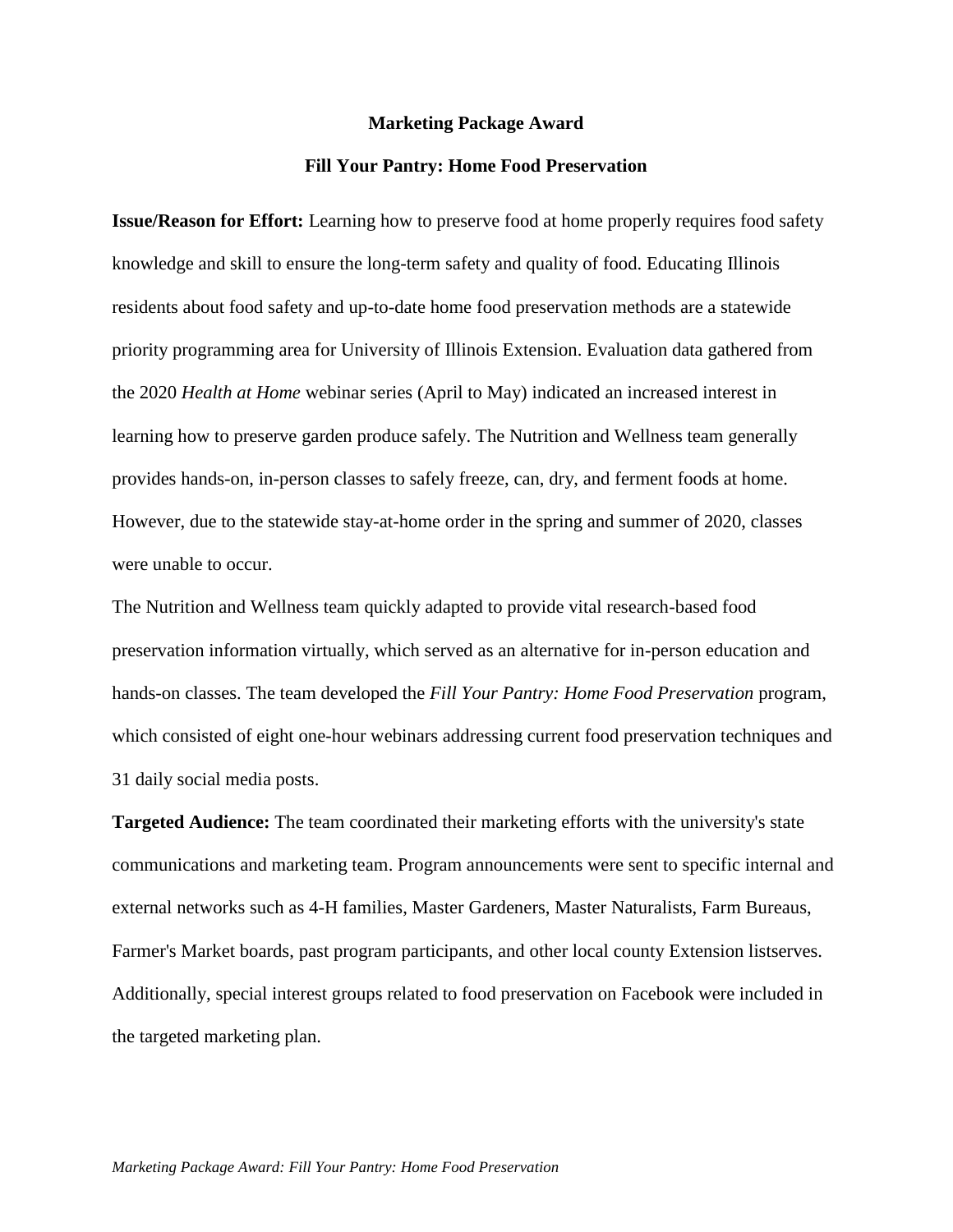# Marketing Package Award

## Fill Your Pantry: Home Food Preservation

**Issue/Reason for Effort:** Learning how to preserve food at home properly requires food safety knowledge and skill to ensure the long-term safety and quality of food. Educating Illinois residents about food safety and up-to-date home food preservation methods are a statewide priority programming area for University of Illinois Extension. Evaluation data gathered from the 2020 *Health at Home* webinar series (April to May) indicated an increased interest in learning how to preserve garden produce safely. The Nutrition and Wellness team generally provides hands-on, in-person classes to safely freeze, can, dry, and ferment foods at home. However, due to the statewide stay-at-home order in the spring and summer of 2020, classes were unable to occur.

The Nutrition and Wellness team quickly adapted to provide vital research-based food preservation information virtually, which served as an alternative for in-person education and hands-on classes. The team developed the *Fill Your Pantry: Home Food Preservation* program, which consisted of eight one-hour webinars addressing current food preservation techniques and 31 daily social media posts.

**Targeted Audience:** The team coordinated their marketing efforts with the university's state communications and marketing team. Program announcements were sent to specific internal and external networks such as 4-H families, Master Gardeners, Master Naturalists, Farm Bureaus, Farmer's Market boards, past program participants, and other local county Extension listserves. Additionally, special interest groups related to food preservation on Facebook were included in the targeted marketing plan.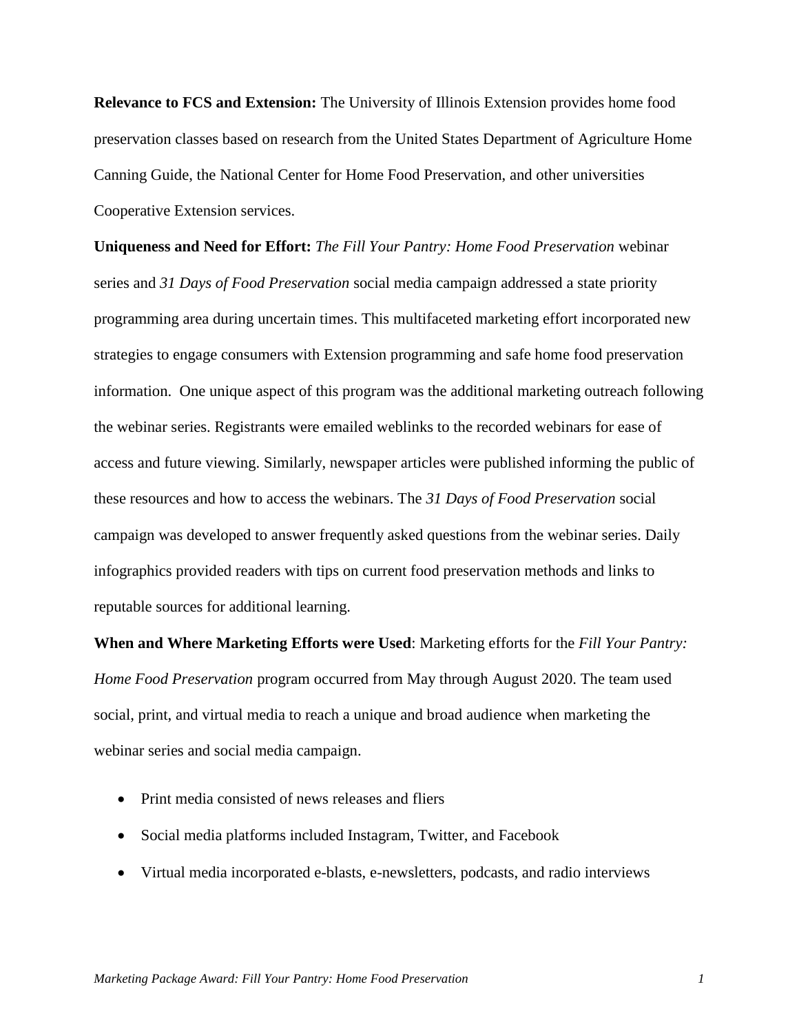**Relevance to FCS and Extension:** The University of Illinois Extension provides home food preservation classes based on research from the United States Department of Agriculture Home Canning Guide, the National Center for Home Food Preservation, and other universities Cooperative Extension services.

**Uniqueness and Need for Effort:** *The Fill Your Pantry: Home Food Preservation* webinar series and *31 Days of Food Preservation* social media campaign addressed a state priority programming area during uncertain times. This multifaceted marketing effort incorporated new strategies to engage consumers with Extension programming and safe home food preservation information. One unique aspect of this program was the additional marketing outreach following the webinar series. Registrants were emailed weblinks to the recorded webinars for ease of access and future viewing. Similarly, newspaper articles were published informing the public of these resources and how to access the webinars. The *31 Days of Food Preservation* social campaign was developed to answer frequently asked questions from the webinar series. Daily infographics provided readers with tips on current food preservation methods and links to reputable sources for additional learning.

**When and Where Marketing Efforts were Used**: Marketing efforts for the *Fill Your Pantry: Home Food Preservation* program occurred from May through August 2020. The team used social, print, and virtual media to reach a unique and broad audience when marketing the webinar series and social media campaign.

- Print media consisted of news releases and fliers
- Social media platforms included Instagram, Twitter, and Facebook
- Virtual media incorporated e-blasts, e-newsletters, podcasts, and radio interviews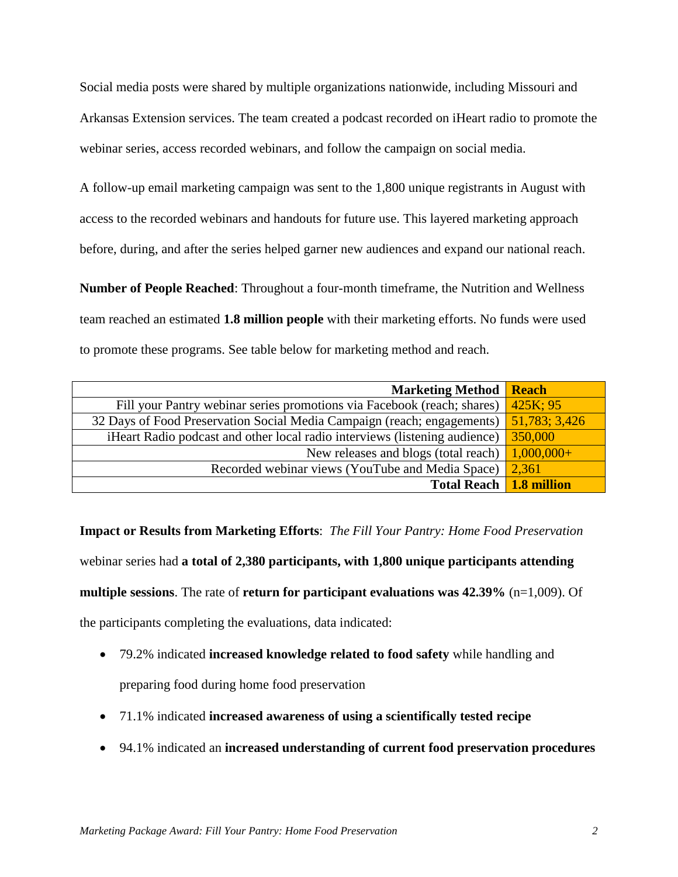Social media posts were shared by multiple organizations nationwide, including Missouri and Arkansas Extension services. The team created a podcast recorded on iHeart radio to promote the webinar series, access recorded webinars, and follow the campaign on social media.

A follow-up email marketing campaign was sent to the 1,800 unique registrants in August with access to the recorded webinars and handouts for future use. This layered marketing approach before, during, and after the series helped garner new audiences and expand our national reach.

**Number of People Reached**: Throughout a four-month timeframe, the Nutrition and Wellness team reached an estimated **1.8 million people** with their marketing efforts. No funds were used to promote these programs. See table below for marketing method and reach.

| Marketing Method | Reach |
|---:|---|
| Fill your Pantry webinar series promotions via Facebook (reach; shares) | 425K; 95 |
| 32 Days of Food Preservation Social Media Campaign (reach; engagements) | 51,783; 3,426 |
| iHeart Radio podcast and other local radio interviews (listening audience) | 350,000 |
| New releases and blogs (total reach) | 1,000,000+ |
| Recorded webinar views (YouTube and Media Space) | 2,361 |
| **Total Reach** | **1.8 million** |

**Impact or Results from Marketing Efforts**: *The Fill Your Pantry: Home Food Preservation* webinar series had **a total of 2,380 participants, with 1,800 unique participants attending multiple sessions**. The rate of **return for participant evaluations was 42.39%** (n=1,009). Of the participants completing the evaluations, data indicated:

- 79.2% indicated **increased knowledge related to food safety** while handling and preparing food during home food preservation
- 71.1% indicated **increased awareness of using a scientifically tested recipe**
- 94.1% indicated an **increased understanding of current food preservation procedures**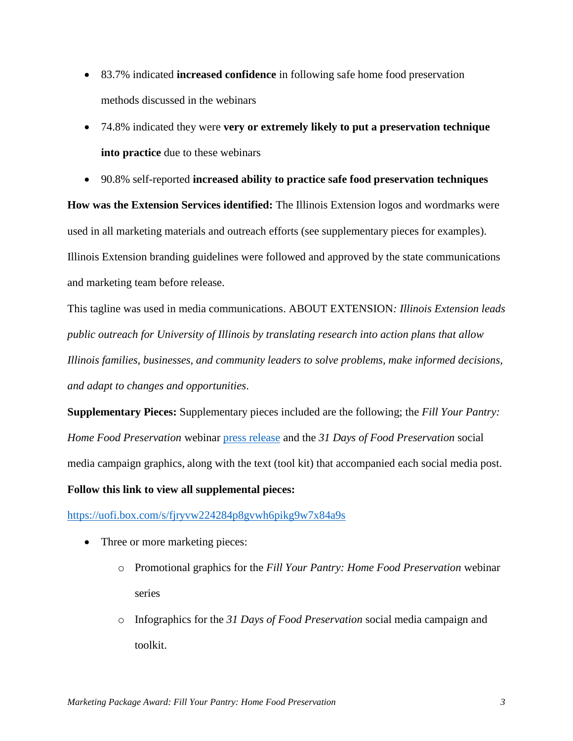- 83.7% indicated **increased confidence** in following safe home food preservation methods discussed in the webinars
- 74.8% indicated they were **very or extremely likely to put a preservation technique into practice** due to these webinars
- 90.8% self-reported **increased ability to practice safe food preservation techniques**

**How was the Extension Services identified:** The Illinois Extension logos and wordmarks were used in all marketing materials and outreach efforts (see supplementary pieces for examples). Illinois Extension branding guidelines were followed and approved by the state communications and marketing team before release.

This tagline was used in media communications. ABOUT EXTENSION*: Illinois Extension leads public outreach for University of Illinois by translating research into action plans that allow Illinois families, businesses, and community leaders to solve problems, make informed decisions, and adapt to changes and opportunities*.

**Supplementary Pieces:** Supplementary pieces included are the following; the *Fill Your Pantry: Home Food Preservation* webinar press release and the *31 Days of Food Preservation* social media campaign graphics, along with the text (tool kit) that accompanied each social media post.

**Follow this link to view all supplemental pieces:**

https://uofi.box.com/s/fjryvw224284p8gvwh6pikg9w7x84a9s

- Three or more marketing pieces:
    - Promotional graphics for the *Fill Your Pantry: Home Food Preservation* webinar series
    - Infographics for the *31 Days of Food Preservation* social media campaign and toolkit.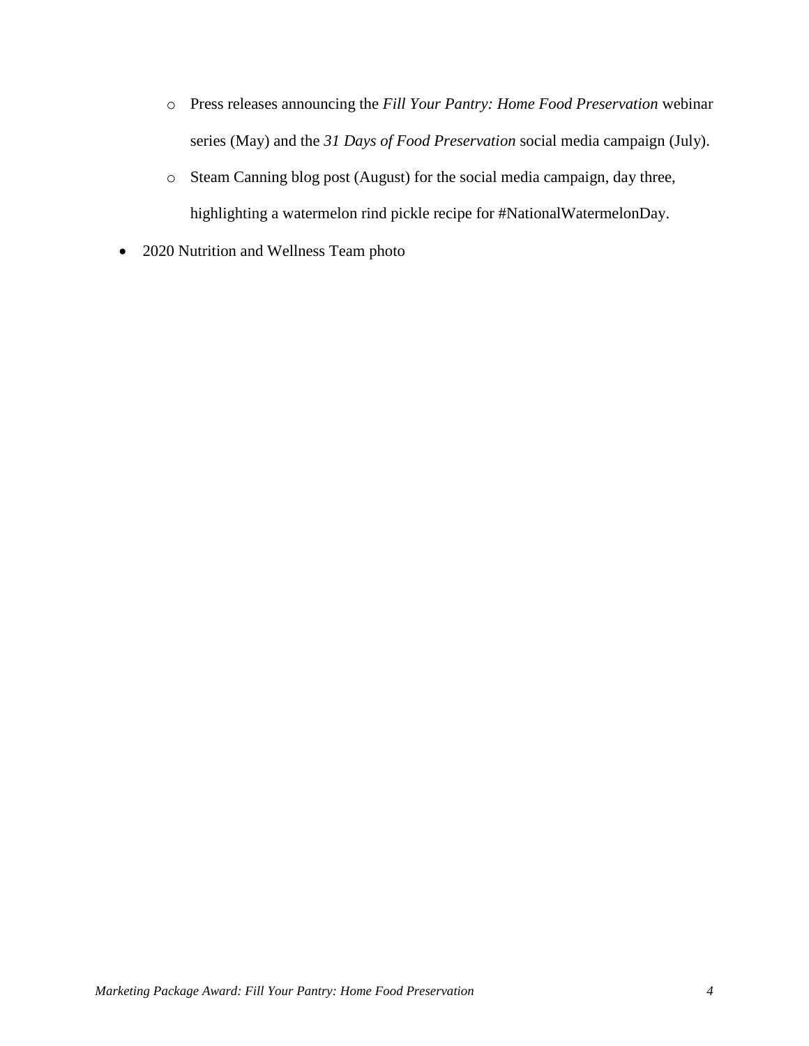- Press releases announcing the *Fill Your Pantry: Home Food Preservation* webinar series (May) and the *31 Days of Food Preservation* social media campaign (July).
  - Steam Canning blog post (August) for the social media campaign, day three, highlighting a watermelon rind pickle recipe for #NationalWatermelonDay.
- 2020 Nutrition and Wellness Team photo